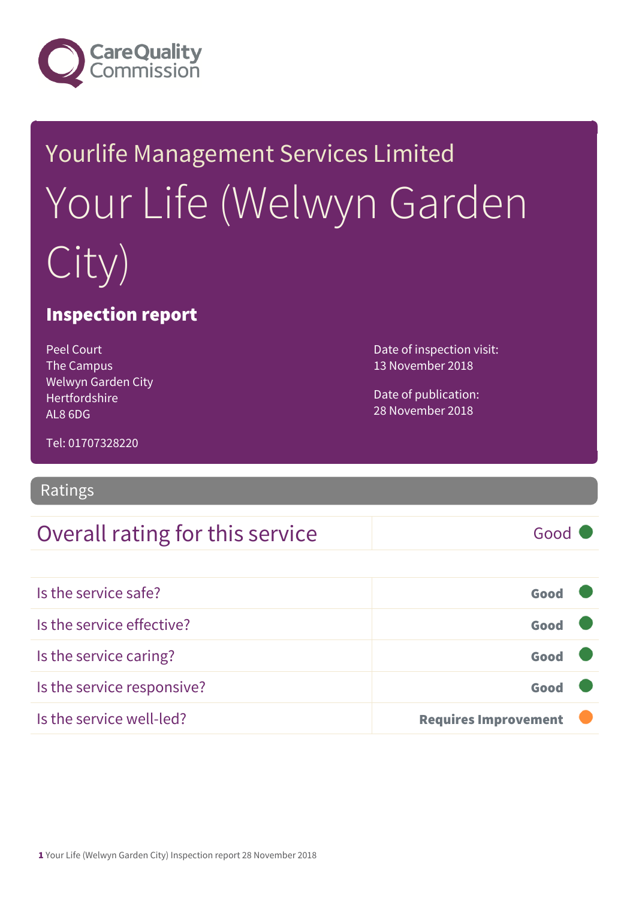Care Quality Commission

# Yourlife Management Services Limited

# Your Life (Welwyn Garden City)

## Inspection report

Peel Court
The Campus
Welwyn Garden City
Hertfordshire
AL8 6DG

Tel: 01707328220

Date of inspection visit:
13 November 2018

Date of publication:
28 November 2018

## Ratings

| Overall rating for this service | Good |
|---|---|

| | |
|---|---|
| Is the service safe? | Good |
| Is the service effective? | Good |
| Is the service caring? | Good |
| Is the service responsive? | Good |
| Is the service well-led? | Requires Improvement |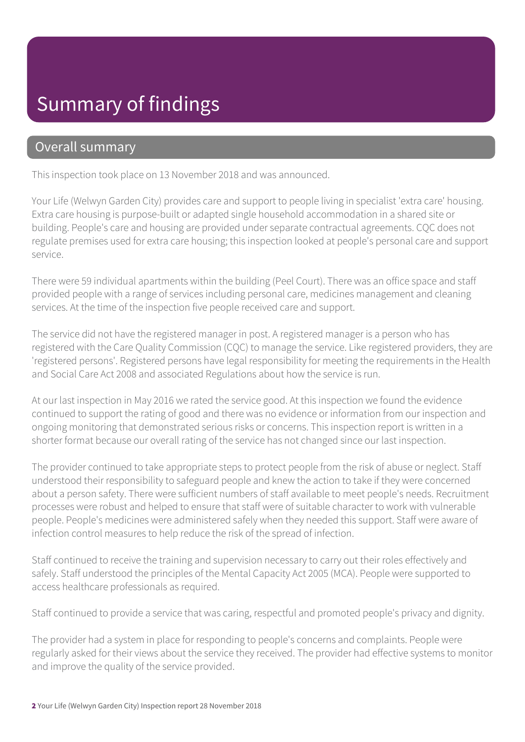# Summary of findings

## Overall summary

This inspection took place on 13 November 2018 and was announced.

Your Life (Welwyn Garden City) provides care and support to people living in specialist 'extra care' housing. Extra care housing is purpose-built or adapted single household accommodation in a shared site or building. People's care and housing are provided under separate contractual agreements. CQC does not regulate premises used for extra care housing; this inspection looked at people's personal care and support service.

There were 59 individual apartments within the building (Peel Court). There was an office space and staff provided people with a range of services including personal care, medicines management and cleaning services. At the time of the inspection five people received care and support.

The service did not have the registered manager in post. A registered manager is a person who has registered with the Care Quality Commission (CQC) to manage the service. Like registered providers, they are 'registered persons'. Registered persons have legal responsibility for meeting the requirements in the Health and Social Care Act 2008 and associated Regulations about how the service is run.

At our last inspection in May 2016 we rated the service good. At this inspection we found the evidence continued to support the rating of good and there was no evidence or information from our inspection and ongoing monitoring that demonstrated serious risks or concerns. This inspection report is written in a shorter format because our overall rating of the service has not changed since our last inspection.

The provider continued to take appropriate steps to protect people from the risk of abuse or neglect. Staff understood their responsibility to safeguard people and knew the action to take if they were concerned about a person safety. There were sufficient numbers of staff available to meet people's needs. Recruitment processes were robust and helped to ensure that staff were of suitable character to work with vulnerable people. People's medicines were administered safely when they needed this support. Staff were aware of infection control measures to help reduce the risk of the spread of infection.

Staff continued to receive the training and supervision necessary to carry out their roles effectively and safely. Staff understood the principles of the Mental Capacity Act 2005 (MCA). People were supported to access healthcare professionals as required.

Staff continued to provide a service that was caring, respectful and promoted people's privacy and dignity.

The provider had a system in place for responding to people's concerns and complaints. People were regularly asked for their views about the service they received. The provider had effective systems to monitor and improve the quality of the service provided.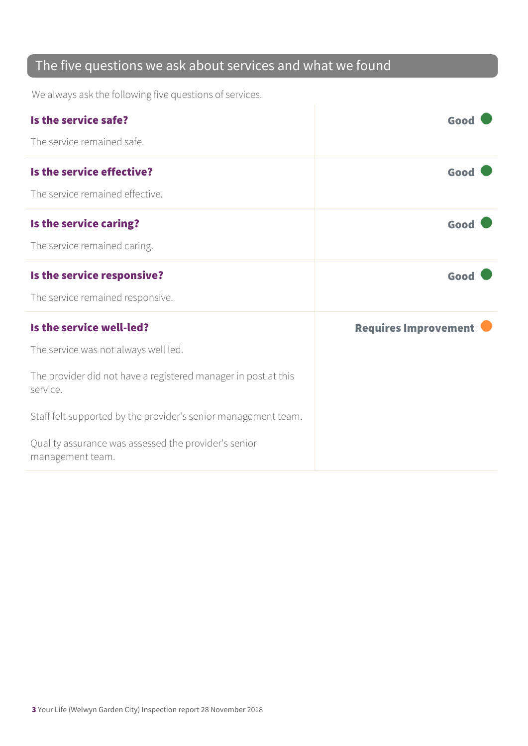## The five questions we ask about services and what we found

We always ask the following five questions of services.

### Is the service safe?

**Good**

The service remained safe.

### Is the service effective?

**Good**

The service remained effective.

### Is the service caring?

**Good**

The service remained caring.

### Is the service responsive?

**Good**

The service remained responsive.

### Is the service well-led?

**Requires Improvement**

The service was not always well led.

The provider did not have a registered manager in post at this service.

Staff felt supported by the provider's senior management team.

Quality assurance was assessed the provider's senior management team.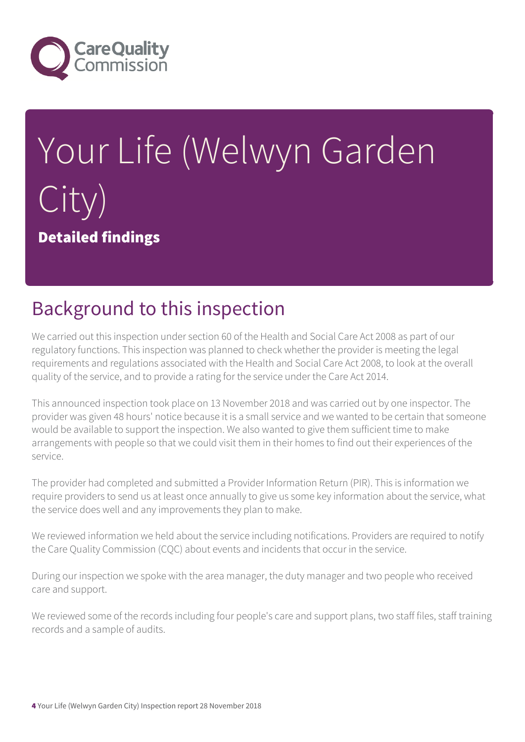# Your Life (Welwyn Garden City)

**Detailed findings**

## Background to this inspection

We carried out this inspection under section 60 of the Health and Social Care Act 2008 as part of our regulatory functions. This inspection was planned to check whether the provider is meeting the legal requirements and regulations associated with the Health and Social Care Act 2008, to look at the overall quality of the service, and to provide a rating for the service under the Care Act 2014.

This announced inspection took place on 13 November 2018 and was carried out by one inspector. The provider was given 48 hours' notice because it is a small service and we wanted to be certain that someone would be available to support the inspection. We also wanted to give them sufficient time to make arrangements with people so that we could visit them in their homes to find out their experiences of the service.

The provider had completed and submitted a Provider Information Return (PIR). This is information we require providers to send us at least once annually to give us some key information about the service, what the service does well and any improvements they plan to make.

We reviewed information we held about the service including notifications. Providers are required to notify the Care Quality Commission (CQC) about events and incidents that occur in the service.

During our inspection we spoke with the area manager, the duty manager and two people who received care and support.

We reviewed some of the records including four people's care and support plans, two staff files, staff training records and a sample of audits.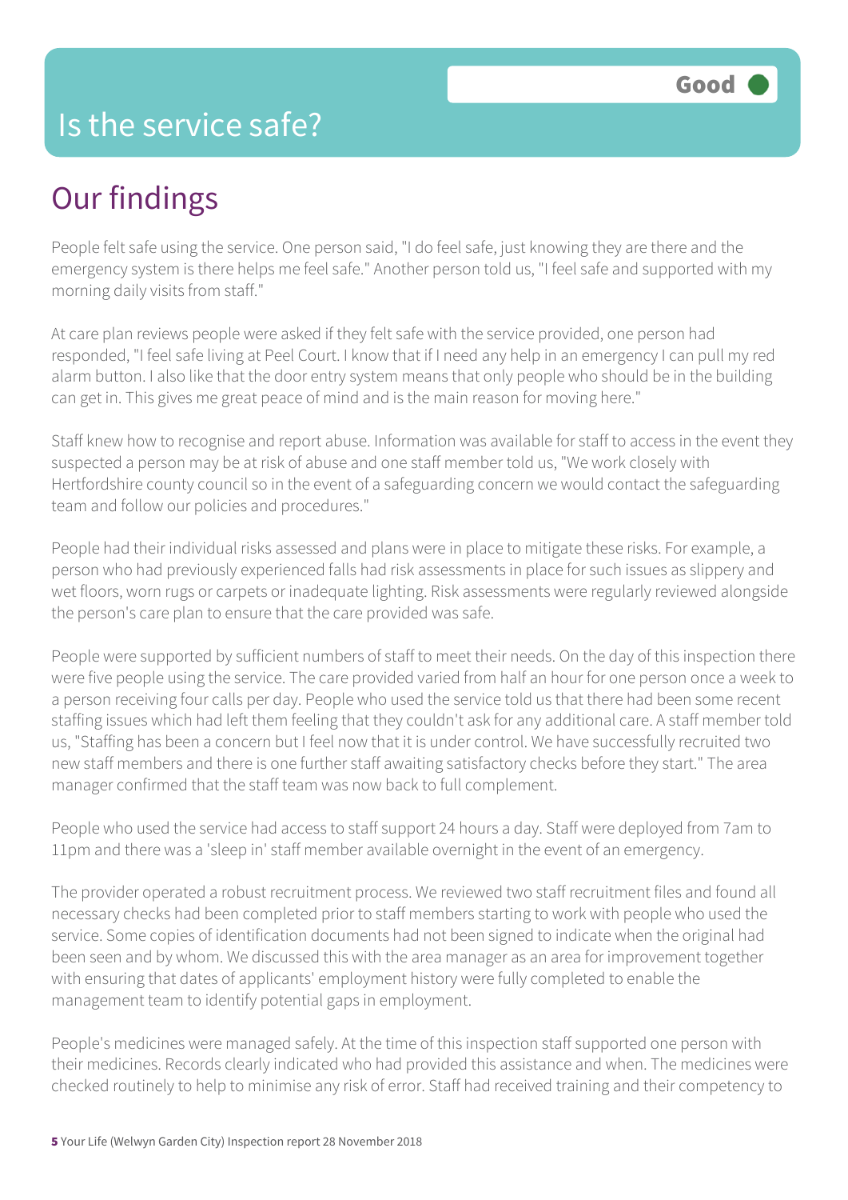# Is the service safe?

**Good**

## Our findings

People felt safe using the service. One person said, "I do feel safe, just knowing they are there and the emergency system is there helps me feel safe." Another person told us, "I feel safe and supported with my morning daily visits from staff."

At care plan reviews people were asked if they felt safe with the service provided, one person had responded, "I feel safe living at Peel Court. I know that if I need any help in an emergency I can pull my red alarm button. I also like that the door entry system means that only people who should be in the building can get in. This gives me great peace of mind and is the main reason for moving here."

Staff knew how to recognise and report abuse. Information was available for staff to access in the event they suspected a person may be at risk of abuse and one staff member told us, "We work closely with Hertfordshire county council so in the event of a safeguarding concern we would contact the safeguarding team and follow our policies and procedures."

People had their individual risks assessed and plans were in place to mitigate these risks. For example, a person who had previously experienced falls had risk assessments in place for such issues as slippery and wet floors, worn rugs or carpets or inadequate lighting. Risk assessments were regularly reviewed alongside the person's care plan to ensure that the care provided was safe.

People were supported by sufficient numbers of staff to meet their needs. On the day of this inspection there were five people using the service. The care provided varied from half an hour for one person once a week to a person receiving four calls per day. People who used the service told us that there had been some recent staffing issues which had left them feeling that they couldn't ask for any additional care. A staff member told us, "Staffing has been a concern but I feel now that it is under control. We have successfully recruited two new staff members and there is one further staff awaiting satisfactory checks before they start." The area manager confirmed that the staff team was now back to full complement.

People who used the service had access to staff support 24 hours a day. Staff were deployed from 7am to 11pm and there was a 'sleep in' staff member available overnight in the event of an emergency.

The provider operated a robust recruitment process. We reviewed two staff recruitment files and found all necessary checks had been completed prior to staff members starting to work with people who used the service. Some copies of identification documents had not been signed to indicate when the original had been seen and by whom. We discussed this with the area manager as an area for improvement together with ensuring that dates of applicants' employment history were fully completed to enable the management team to identify potential gaps in employment.

People's medicines were managed safely. At the time of this inspection staff supported one person with their medicines. Records clearly indicated who had provided this assistance and when. The medicines were checked routinely to help to minimise any risk of error. Staff had received training and their competency to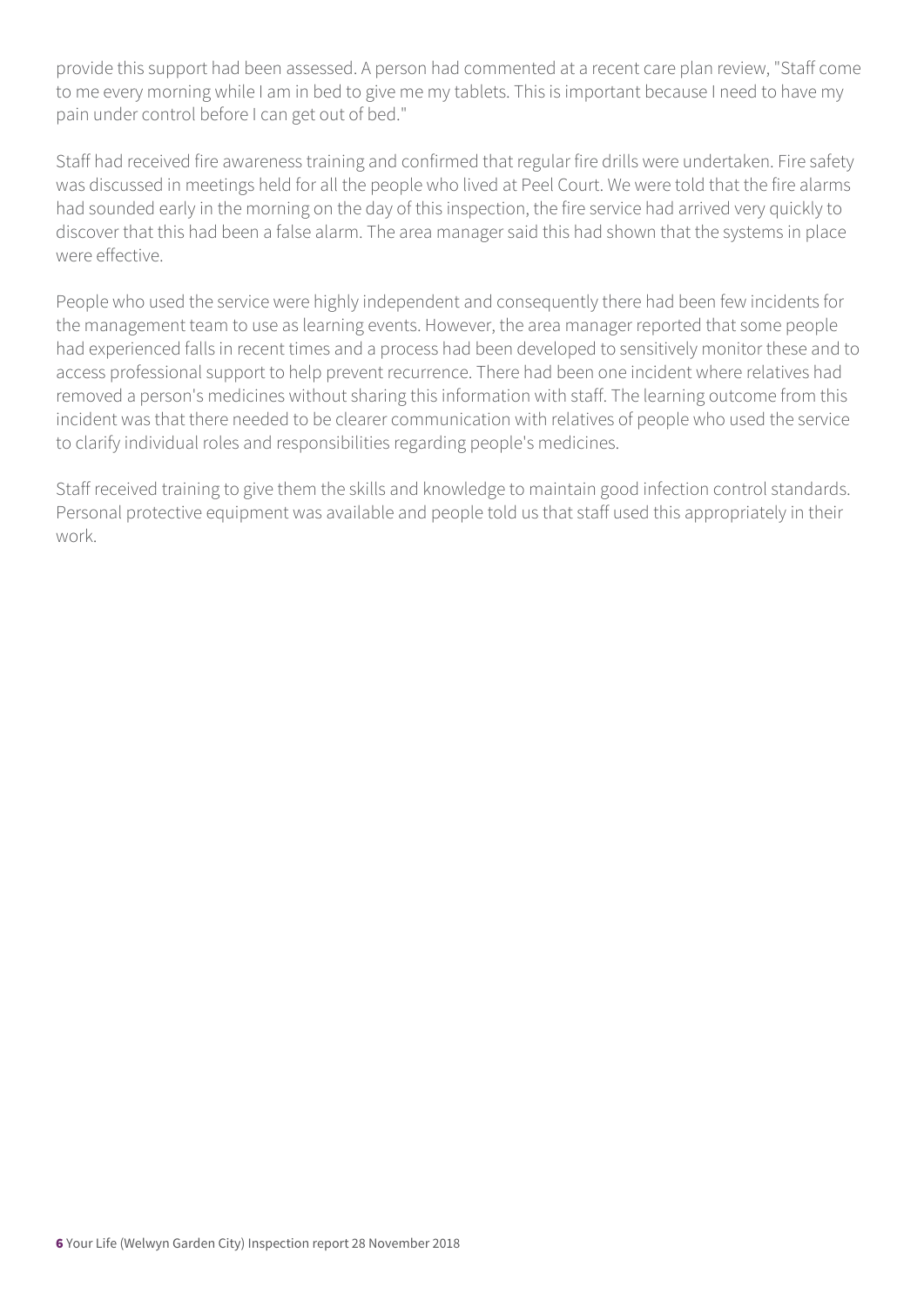provide this support had been assessed. A person had commented at a recent care plan review, "Staff come to me every morning while I am in bed to give me my tablets. This is important because I need to have my pain under control before I can get out of bed."

Staff had received fire awareness training and confirmed that regular fire drills were undertaken. Fire safety was discussed in meetings held for all the people who lived at Peel Court. We were told that the fire alarms had sounded early in the morning on the day of this inspection, the fire service had arrived very quickly to discover that this had been a false alarm. The area manager said this had shown that the systems in place were effective.

People who used the service were highly independent and consequently there had been few incidents for the management team to use as learning events. However, the area manager reported that some people had experienced falls in recent times and a process had been developed to sensitively monitor these and to access professional support to help prevent recurrence. There had been one incident where relatives had removed a person's medicines without sharing this information with staff. The learning outcome from this incident was that there needed to be clearer communication with relatives of people who used the service to clarify individual roles and responsibilities regarding people's medicines.

Staff received training to give them the skills and knowledge to maintain good infection control standards. Personal protective equipment was available and people told us that staff used this appropriately in their work.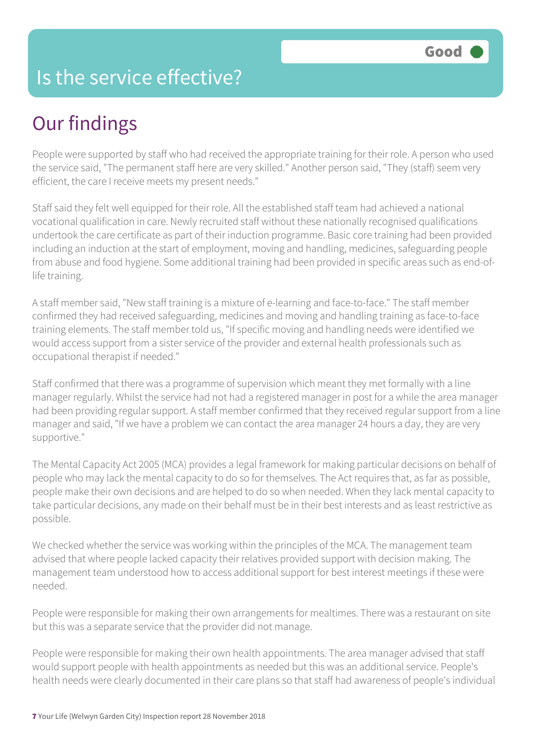# Is the service effective?

**Good**

## Our findings

People were supported by staff who had received the appropriate training for their role. A person who used the service said, "The permanent staff here are very skilled." Another person said, "They (staff) seem very efficient, the care I receive meets my present needs."

Staff said they felt well equipped for their role. All the established staff team had achieved a national vocational qualification in care. Newly recruited staff without these nationally recognised qualifications undertook the care certificate as part of their induction programme. Basic core training had been provided including an induction at the start of employment, moving and handling, medicines, safeguarding people from abuse and food hygiene. Some additional training had been provided in specific areas such as end-of-life training.

A staff member said, "New staff training is a mixture of e-learning and face-to-face." The staff member confirmed they had received safeguarding, medicines and moving and handling training as face-to-face training elements. The staff member told us, "If specific moving and handling needs were identified we would access support from a sister service of the provider and external health professionals such as occupational therapist if needed."

Staff confirmed that there was a programme of supervision which meant they met formally with a line manager regularly. Whilst the service had not had a registered manager in post for a while the area manager had been providing regular support. A staff member confirmed that they received regular support from a line manager and said, "If we have a problem we can contact the area manager 24 hours a day, they are very supportive."

The Mental Capacity Act 2005 (MCA) provides a legal framework for making particular decisions on behalf of people who may lack the mental capacity to do so for themselves. The Act requires that, as far as possible, people make their own decisions and are helped to do so when needed. When they lack mental capacity to take particular decisions, any made on their behalf must be in their best interests and as least restrictive as possible.

We checked whether the service was working within the principles of the MCA. The management team advised that where people lacked capacity their relatives provided support with decision making. The management team understood how to access additional support for best interest meetings if these were needed.

People were responsible for making their own arrangements for mealtimes. There was a restaurant on site but this was a separate service that the provider did not manage.

People were responsible for making their own health appointments. The area manager advised that staff would support people with health appointments as needed but this was an additional service. People's health needs were clearly documented in their care plans so that staff had awareness of people's individual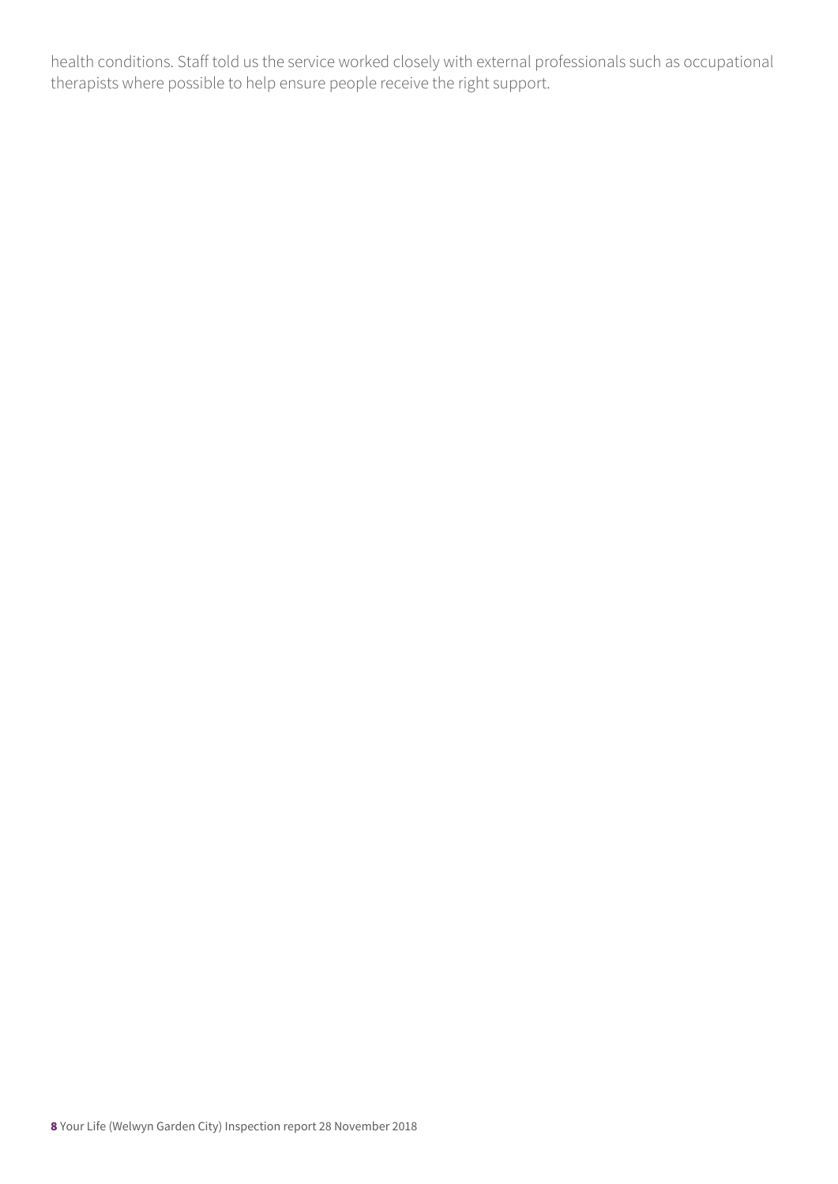health conditions. Staff told us the service worked closely with external professionals such as occupational therapists where possible to help ensure people receive the right support.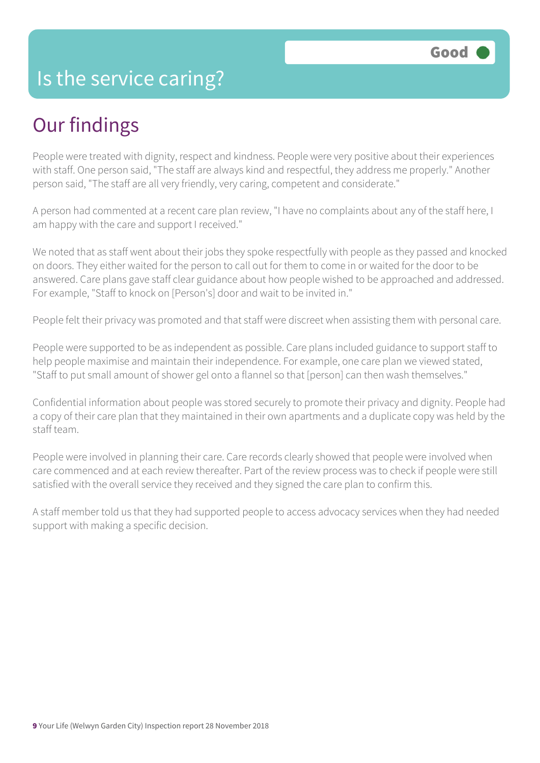# Is the service caring?

Good

## Our findings

People were treated with dignity, respect and kindness. People were very positive about their experiences with staff. One person said, "The staff are always kind and respectful, they address me properly." Another person said, "The staff are all very friendly, very caring, competent and considerate."

A person had commented at a recent care plan review, "I have no complaints about any of the staff here, I am happy with the care and support I received."

We noted that as staff went about their jobs they spoke respectfully with people as they passed and knocked on doors. They either waited for the person to call out for them to come in or waited for the door to be answered. Care plans gave staff clear guidance about how people wished to be approached and addressed. For example, "Staff to knock on [Person's] door and wait to be invited in."

People felt their privacy was promoted and that staff were discreet when assisting them with personal care.

People were supported to be as independent as possible. Care plans included guidance to support staff to help people maximise and maintain their independence. For example, one care plan we viewed stated, "Staff to put small amount of shower gel onto a flannel so that [person] can then wash themselves."

Confidential information about people was stored securely to promote their privacy and dignity. People had a copy of their care plan that they maintained in their own apartments and a duplicate copy was held by the staff team.

People were involved in planning their care. Care records clearly showed that people were involved when care commenced and at each review thereafter. Part of the review process was to check if people were still satisfied with the overall service they received and they signed the care plan to confirm this.

A staff member told us that they had supported people to access advocacy services when they had needed support with making a specific decision.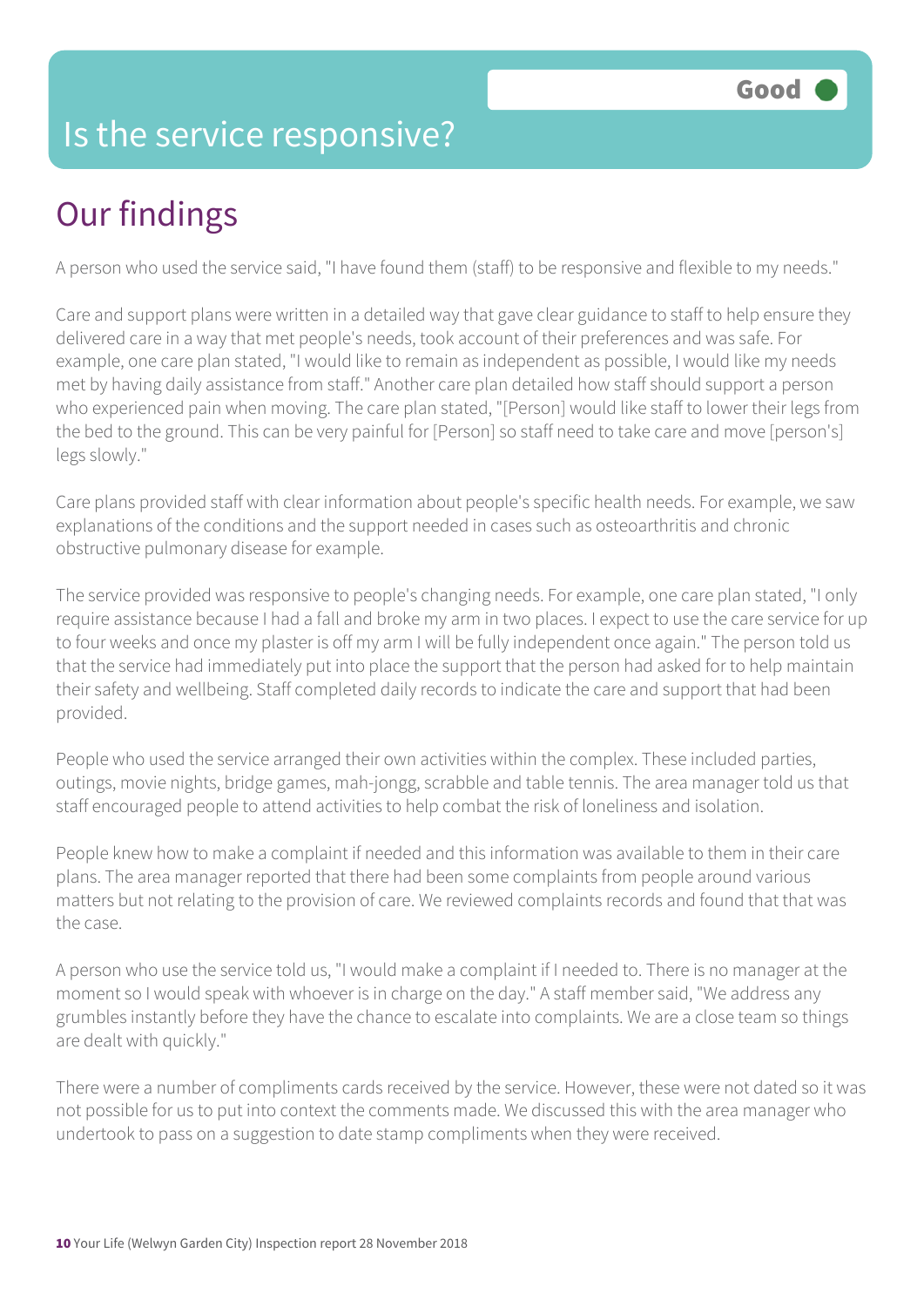# Is the service responsive?

Good

## Our findings

A person who used the service said, "I have found them (staff) to be responsive and flexible to my needs."

Care and support plans were written in a detailed way that gave clear guidance to staff to help ensure they delivered care in a way that met people's needs, took account of their preferences and was safe. For example, one care plan stated, "I would like to remain as independent as possible, I would like my needs met by having daily assistance from staff." Another care plan detailed how staff should support a person who experienced pain when moving. The care plan stated, "[Person] would like staff to lower their legs from the bed to the ground. This can be very painful for [Person] so staff need to take care and move [person's] legs slowly."

Care plans provided staff with clear information about people's specific health needs. For example, we saw explanations of the conditions and the support needed in cases such as osteoarthritis and chronic obstructive pulmonary disease for example.

The service provided was responsive to people's changing needs. For example, one care plan stated, "I only require assistance because I had a fall and broke my arm in two places. I expect to use the care service for up to four weeks and once my plaster is off my arm I will be fully independent once again." The person told us that the service had immediately put into place the support that the person had asked for to help maintain their safety and wellbeing. Staff completed daily records to indicate the care and support that had been provided.

People who used the service arranged their own activities within the complex. These included parties, outings, movie nights, bridge games, mah-jongg, scrabble and table tennis. The area manager told us that staff encouraged people to attend activities to help combat the risk of loneliness and isolation.

People knew how to make a complaint if needed and this information was available to them in their care plans. The area manager reported that there had been some complaints from people around various matters but not relating to the provision of care. We reviewed complaints records and found that that was the case.

A person who use the service told us, "I would make a complaint if I needed to. There is no manager at the moment so I would speak with whoever is in charge on the day." A staff member said, "We address any grumbles instantly before they have the chance to escalate into complaints. We are a close team so things are dealt with quickly."

There were a number of compliments cards received by the service. However, these were not dated so it was not possible for us to put into context the comments made. We discussed this with the area manager who undertook to pass on a suggestion to date stamp compliments when they were received.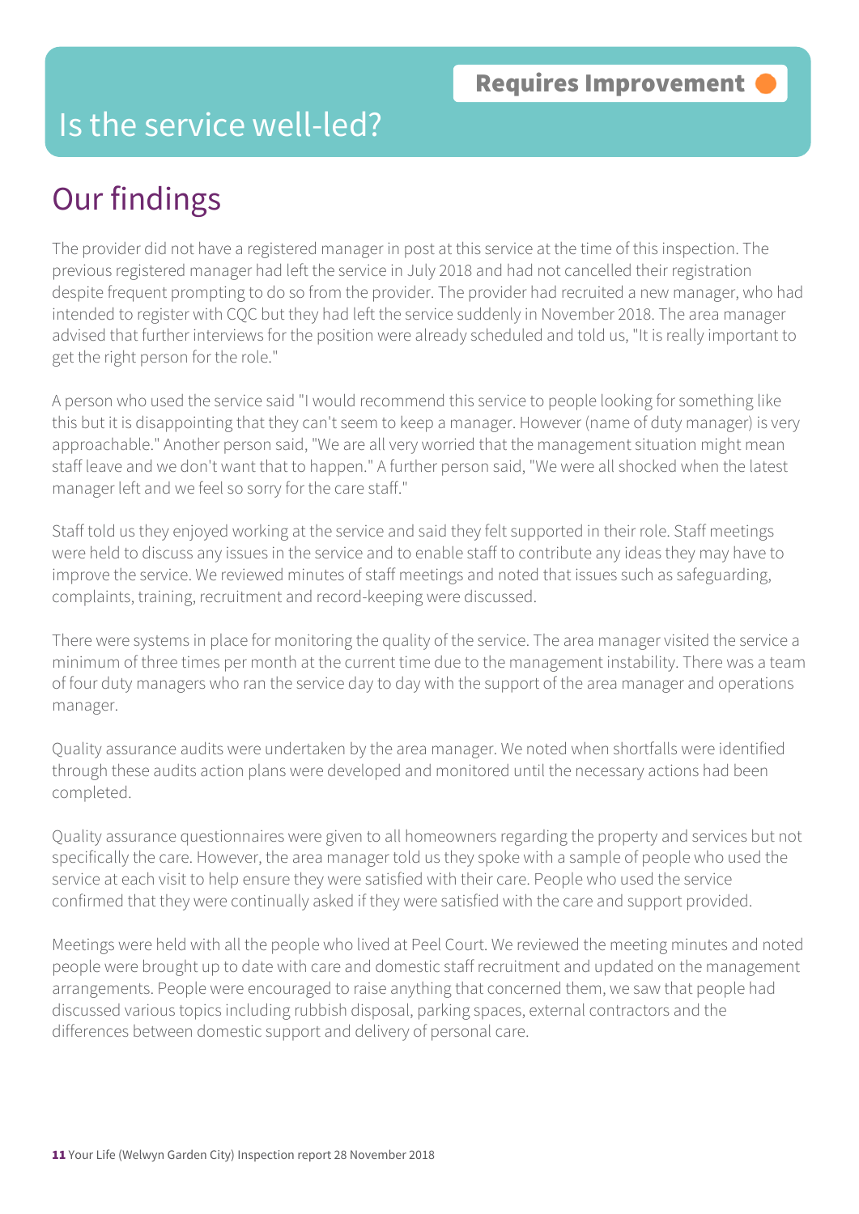Requires Improvement

# Is the service well-led?

## Our findings

The provider did not have a registered manager in post at this service at the time of this inspection. The previous registered manager had left the service in July 2018 and had not cancelled their registration despite frequent prompting to do so from the provider. The provider had recruited a new manager, who had intended to register with CQC but they had left the service suddenly in November 2018. The area manager advised that further interviews for the position were already scheduled and told us, "It is really important to get the right person for the role."

A person who used the service said "I would recommend this service to people looking for something like this but it is disappointing that they can't seem to keep a manager. However (name of duty manager) is very approachable." Another person said, "We are all very worried that the management situation might mean staff leave and we don't want that to happen." A further person said, "We were all shocked when the latest manager left and we feel so sorry for the care staff."

Staff told us they enjoyed working at the service and said they felt supported in their role. Staff meetings were held to discuss any issues in the service and to enable staff to contribute any ideas they may have to improve the service. We reviewed minutes of staff meetings and noted that issues such as safeguarding, complaints, training, recruitment and record-keeping were discussed.

There were systems in place for monitoring the quality of the service. The area manager visited the service a minimum of three times per month at the current time due to the management instability. There was a team of four duty managers who ran the service day to day with the support of the area manager and operations manager.

Quality assurance audits were undertaken by the area manager. We noted when shortfalls were identified through these audits action plans were developed and monitored until the necessary actions had been completed.

Quality assurance questionnaires were given to all homeowners regarding the property and services but not specifically the care. However, the area manager told us they spoke with a sample of people who used the service at each visit to help ensure they were satisfied with their care. People who used the service confirmed that they were continually asked if they were satisfied with the care and support provided.

Meetings were held with all the people who lived at Peel Court. We reviewed the meeting minutes and noted people were brought up to date with care and domestic staff recruitment and updated on the management arrangements. People were encouraged to raise anything that concerned them, we saw that people had discussed various topics including rubbish disposal, parking spaces, external contractors and the differences between domestic support and delivery of personal care.